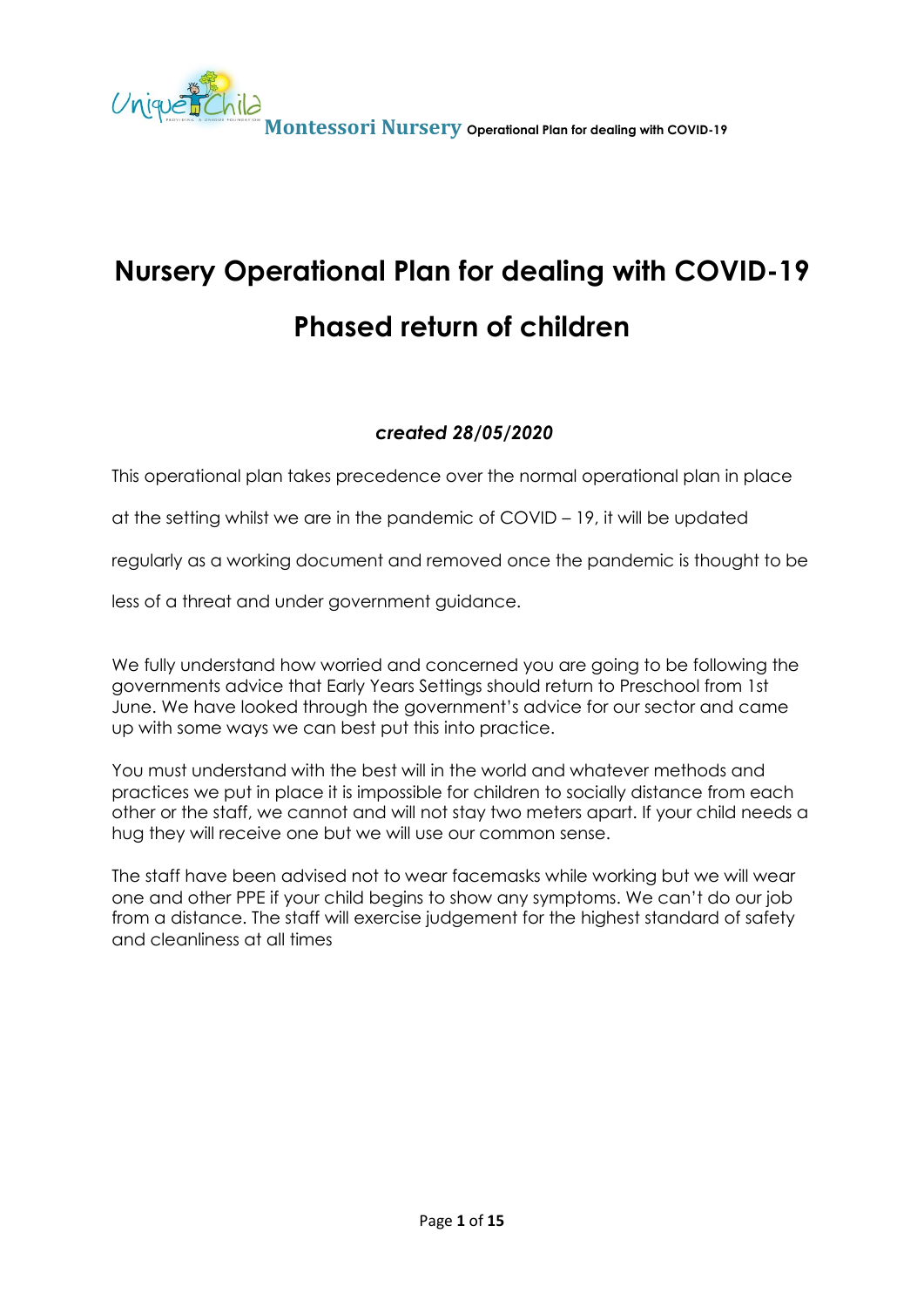# Nursery Operational Plan for dealing with COVID-19

# Phased return of children

***created 28/05/2020***

This operational plan takes precedence over the normal operational plan in place at the setting whilst we are in the pandemic of COVID – 19, it will be updated regularly as a working document and removed once the pandemic is thought to be less of a threat and under government guidance.

We fully understand how worried and concerned you are going to be following the governments advice that Early Years Settings should return to Preschool from 1st June. We have looked through the government's advice for our sector and came up with some ways we can best put this into practice.

You must understand with the best will in the world and whatever methods and practices we put in place it is impossible for children to socially distance from each other or the staff, we cannot and will not stay two meters apart. If your child needs a hug they will receive one but we will use our common sense.

The staff have been advised not to wear facemasks while working but we will wear one and other PPE if your child begins to show any symptoms. We can't do our job from a distance. The staff will exercise judgement for the highest standard of safety and cleanliness at all times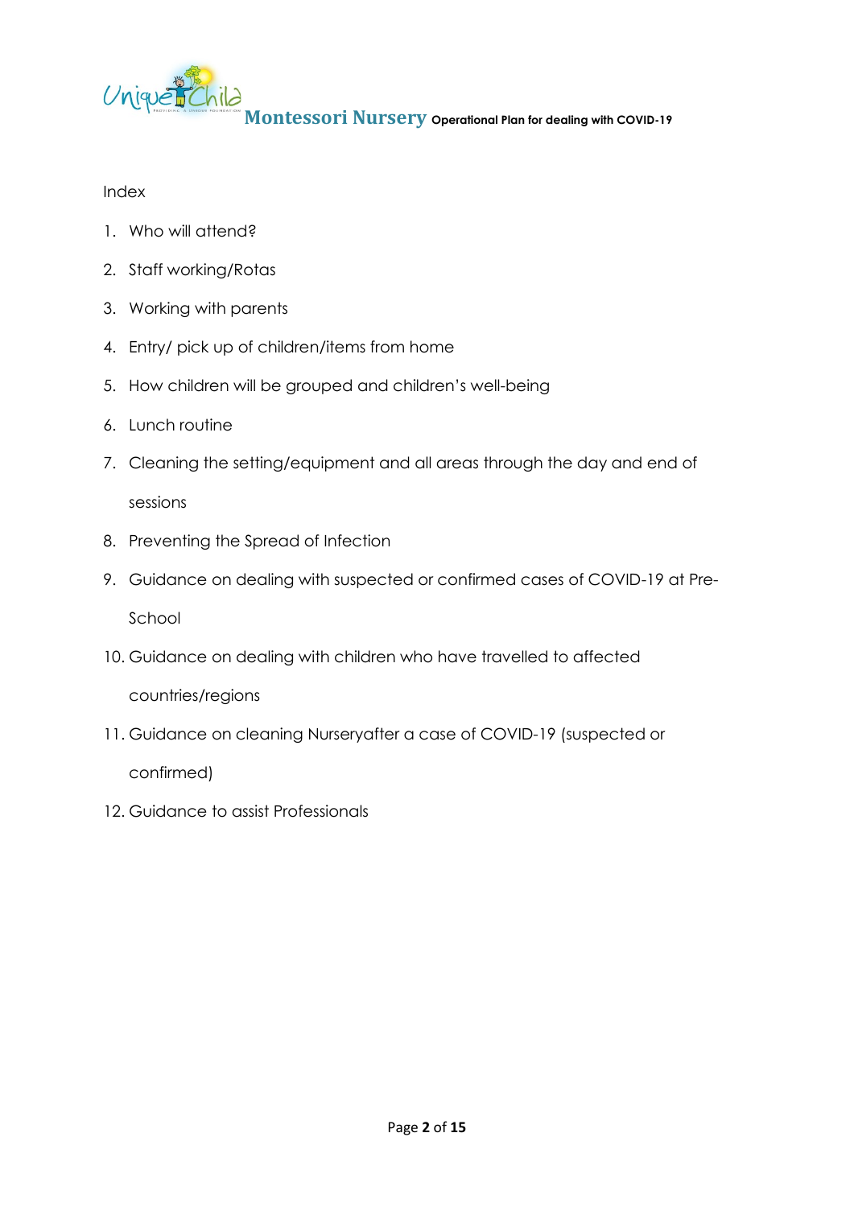Index

1. Who will attend?
2. Staff working/Rotas
3. Working with parents
4. Entry/ pick up of children/items from home
5. How children will be grouped and children's well-being
6. Lunch routine
7. Cleaning the setting/equipment and all areas through the day and end of sessions
8. Preventing the Spread of Infection
9. Guidance on dealing with suspected or confirmed cases of COVID-19 at Pre-School
10. Guidance on dealing with children who have travelled to affected countries/regions
11. Guidance on cleaning Nurseryafter a case of COVID-19 (suspected or confirmed)
12. Guidance to assist Professionals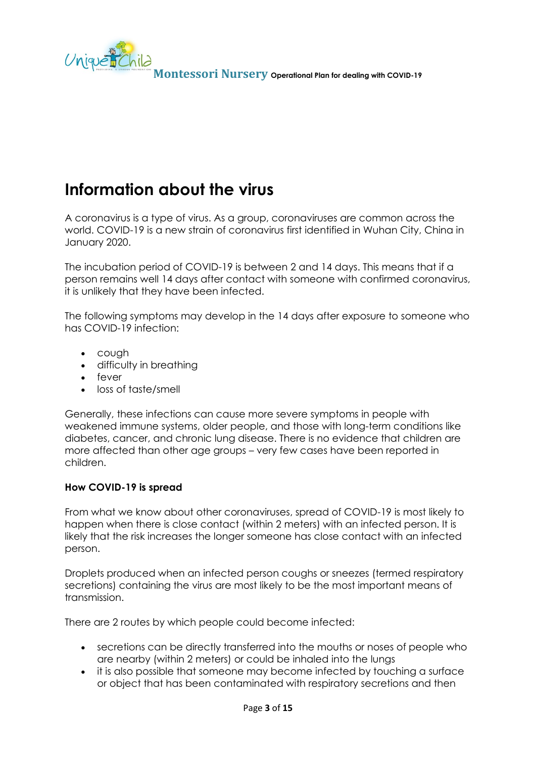# Information about the virus

A coronavirus is a type of virus. As a group, coronaviruses are common across the world. COVID-19 is a new strain of coronavirus first identified in Wuhan City, China in January 2020.

The incubation period of COVID-19 is between 2 and 14 days. This means that if a person remains well 14 days after contact with someone with confirmed coronavirus, it is unlikely that they have been infected.

The following symptoms may develop in the 14 days after exposure to someone who has COVID-19 infection:

- cough
- difficulty in breathing
- fever
- loss of taste/smell

Generally, these infections can cause more severe symptoms in people with weakened immune systems, older people, and those with long-term conditions like diabetes, cancer, and chronic lung disease. There is no evidence that children are more affected than other age groups – very few cases have been reported in children.

**How COVID-19 is spread**

From what we know about other coronaviruses, spread of COVID-19 is most likely to happen when there is close contact (within 2 meters) with an infected person. It is likely that the risk increases the longer someone has close contact with an infected person.

Droplets produced when an infected person coughs or sneezes (termed respiratory secretions) containing the virus are most likely to be the most important means of transmission.

There are 2 routes by which people could become infected:

- secretions can be directly transferred into the mouths or noses of people who are nearby (within 2 meters) or could be inhaled into the lungs
- it is also possible that someone may become infected by touching a surface or object that has been contaminated with respiratory secretions and then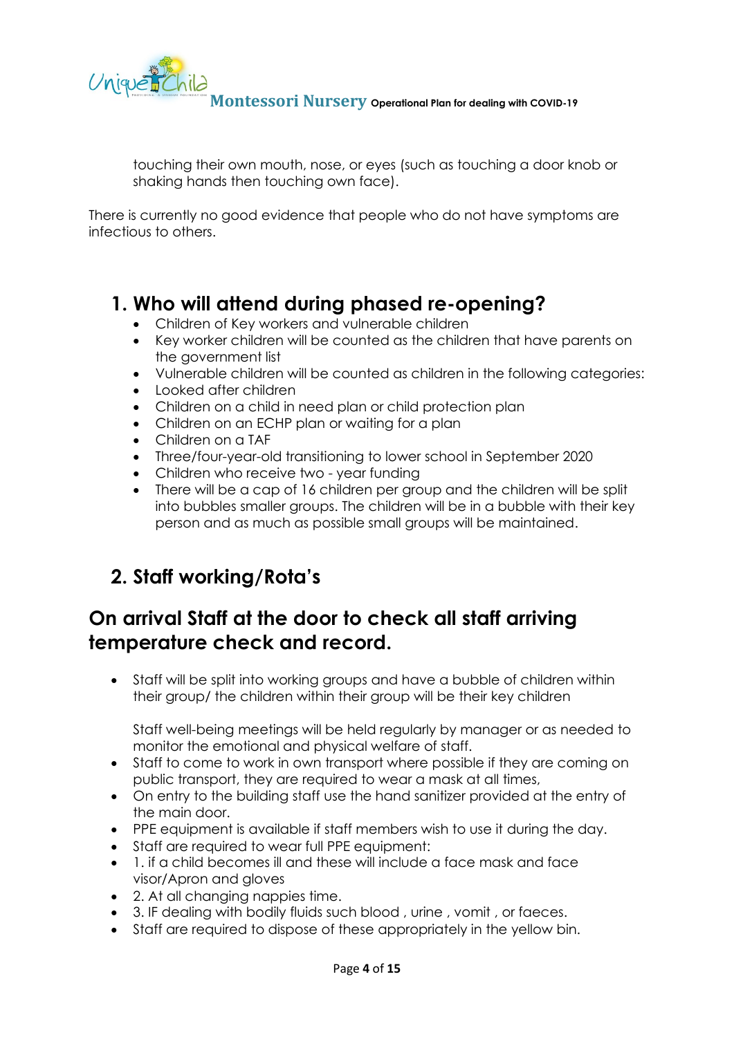touching their own mouth, nose, or eyes (such as touching a door knob or shaking hands then touching own face).

There is currently no good evidence that people who do not have symptoms are infectious to others.

## 1. Who will attend during phased re-opening?

- Children of Key workers and vulnerable children
- Key worker children will be counted as the children that have parents on the government list
- Vulnerable children will be counted as children in the following categories:
- Looked after children
- Children on a child in need plan or child protection plan
- Children on an ECHP plan or waiting for a plan
- Children on a TAF
- Three/four-year-old transitioning to lower school in September 2020
- Children who receive two - year funding
- There will be a cap of 16 children per group and the children will be split into bubbles smaller groups. The children will be in a bubble with their key person and as much as possible small groups will be maintained.

## 2. Staff working/Rota's

## On arrival Staff at the door to check all staff arriving temperature check and record.

- Staff will be split into working groups and have a bubble of children within their group/ the children within their group will be their key children

  Staff well-being meetings will be held regularly by manager or as needed to monitor the emotional and physical welfare of staff.
- Staff to come to work in own transport where possible if they are coming on public transport, they are required to wear a mask at all times,
- On entry to the building staff use the hand sanitizer provided at the entry of the main door.
- PPE equipment is available if staff members wish to use it during the day.
- Staff are required to wear full PPE equipment:
- 1. if a child becomes ill and these will include a face mask and face visor/Apron and gloves
- 2. At all changing nappies time.
- 3. IF dealing with bodily fluids such blood , urine , vomit , or faeces.
- Staff are required to dispose of these appropriately in the yellow bin.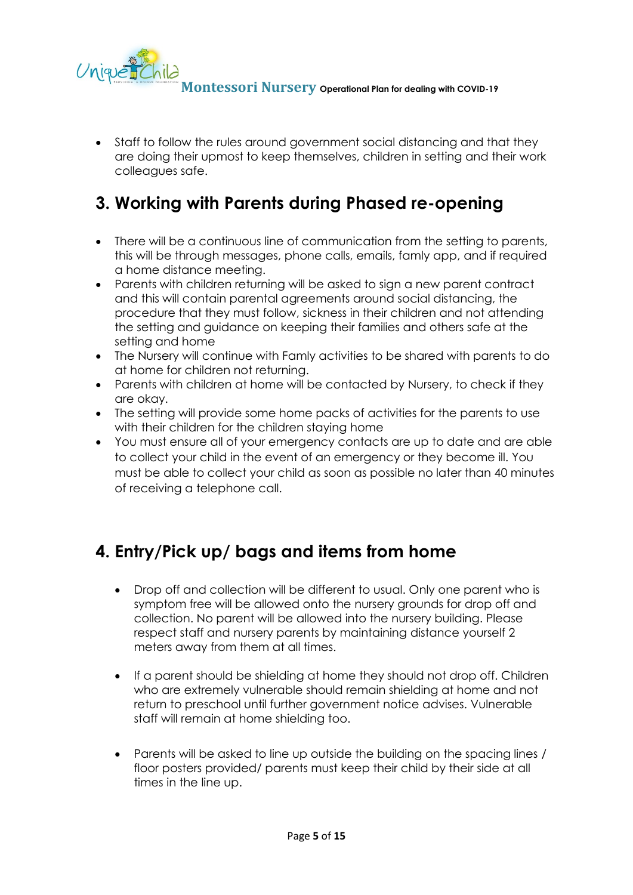- Staff to follow the rules around government social distancing and that they are doing their upmost to keep themselves, children in setting and their work colleagues safe.

## 3. Working with Parents during Phased re-opening

- There will be a continuous line of communication from the setting to parents, this will be through messages, phone calls, emails, famly app, and if required a home distance meeting.
- Parents with children returning will be asked to sign a new parent contract and this will contain parental agreements around social distancing, the procedure that they must follow, sickness in their children and not attending the setting and guidance on keeping their families and others safe at the setting and home
- The Nursery will continue with Famly activities to be shared with parents to do at home for children not returning.
- Parents with children at home will be contacted by Nursery, to check if they are okay.
- The setting will provide some home packs of activities for the parents to use with their children for the children staying home
- You must ensure all of your emergency contacts are up to date and are able to collect your child in the event of an emergency or they become ill. You must be able to collect your child as soon as possible no later than 40 minutes of receiving a telephone call.

## 4. Entry/Pick up/ bags and items from home

- Drop off and collection will be different to usual. Only one parent who is symptom free will be allowed onto the nursery grounds for drop off and collection. No parent will be allowed into the nursery building. Please respect staff and nursery parents by maintaining distance yourself 2 meters away from them at all times.

- If a parent should be shielding at home they should not drop off. Children who are extremely vulnerable should remain shielding at home and not return to preschool until further government notice advises. Vulnerable staff will remain at home shielding too.

- Parents will be asked to line up outside the building on the spacing lines / floor posters provided/ parents must keep their child by their side at all times in the line up.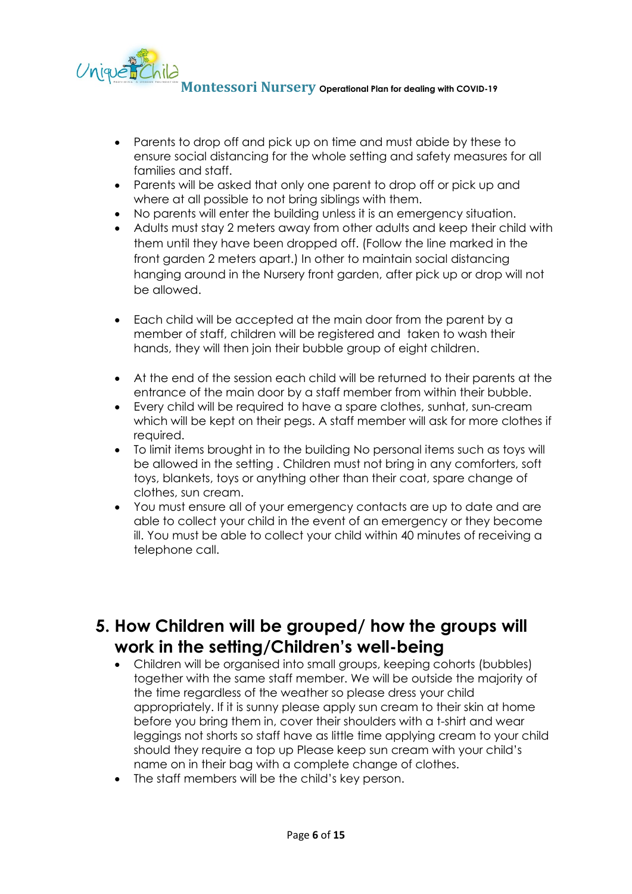- Parents to drop off and pick up on time and must abide by these to ensure social distancing for the whole setting and safety measures for all families and staff.
- Parents will be asked that only one parent to drop off or pick up and where at all possible to not bring siblings with them.
- No parents will enter the building unless it is an emergency situation.
- Adults must stay 2 meters away from other adults and keep their child with them until they have been dropped off. (Follow the line marked in the front garden 2 meters apart.) In other to maintain social distancing hanging around in the Nursery front garden, after pick up or drop will not be allowed.

- Each child will be accepted at the main door from the parent by a member of staff, children will be registered and taken to wash their hands, they will then join their bubble group of eight children.

- At the end of the session each child will be returned to their parents at the entrance of the main door by a staff member from within their bubble.
- Every child will be required to have a spare clothes, sunhat, sun-cream which will be kept on their pegs. A staff member will ask for more clothes if required.
- To limit items brought in to the building No personal items such as toys will be allowed in the setting . Children must not bring in any comforters, soft toys, blankets, toys or anything other than their coat, spare change of clothes, sun cream.
- You must ensure all of your emergency contacts are up to date and are able to collect your child in the event of an emergency or they become ill. You must be able to collect your child within 40 minutes of receiving a telephone call.

## 5. How Children will be grouped/ how the groups will work in the setting/Children's well-being

- Children will be organised into small groups, keeping cohorts (bubbles) together with the same staff member. We will be outside the majority of the time regardless of the weather so please dress your child appropriately. If it is sunny please apply sun cream to their skin at home before you bring them in, cover their shoulders with a t-shirt and wear leggings not shorts so staff have as little time applying cream to your child should they require a top up Please keep sun cream with your child's name on in their bag with a complete change of clothes.
- The staff members will be the child's key person.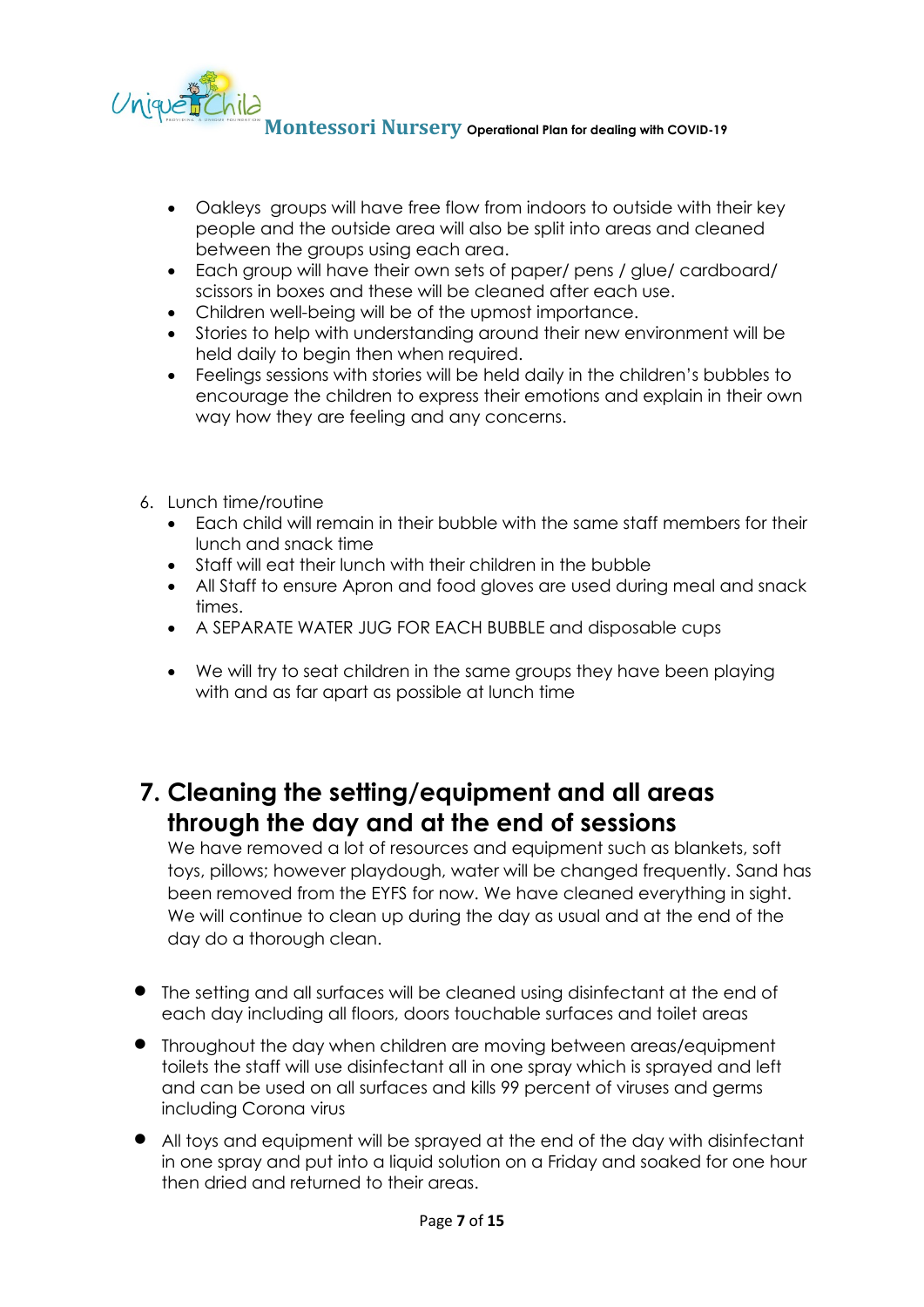- Oakleys  groups will have free flow from indoors to outside with their key people and the outside area will also be split into areas and cleaned between the groups using each area.
- Each group will have their own sets of paper/ pens / glue/ cardboard/ scissors in boxes and these will be cleaned after each use.
- Children well-being will be of the upmost importance.
- Stories to help with understanding around their new environment will be held daily to begin then when required.
- Feelings sessions with stories will be held daily in the children's bubbles to encourage the children to express their emotions and explain in their own way how they are feeling and any concerns.

6. Lunch time/routine
   - Each child will remain in their bubble with the same staff members for their lunch and snack time
   - Staff will eat their lunch with their children in the bubble
   - All Staff to ensure Apron and food gloves are used during meal and snack times.
   - A SEPARATE WATER JUG FOR EACH BUBBLE and disposable cups
   - We will try to seat children in the same groups they have been playing with and as far apart as possible at lunch time

## 7. Cleaning the setting/equipment and all areas through the day and at the end of sessions

We have removed a lot of resources and equipment such as blankets, soft toys, pillows; however playdough, water will be changed frequently. Sand has been removed from the EYFS for now. We have cleaned everything in sight. We will continue to clean up during the day as usual and at the end of the day do a thorough clean.

- The setting and all surfaces will be cleaned using disinfectant at the end of each day including all floors, doors touchable surfaces and toilet areas
- Throughout the day when children are moving between areas/equipment toilets the staff will use disinfectant all in one spray which is sprayed and left and can be used on all surfaces and kills 99 percent of viruses and germs including Corona virus
- All toys and equipment will be sprayed at the end of the day with disinfectant in one spray and put into a liquid solution on a Friday and soaked for one hour then dried and returned to their areas.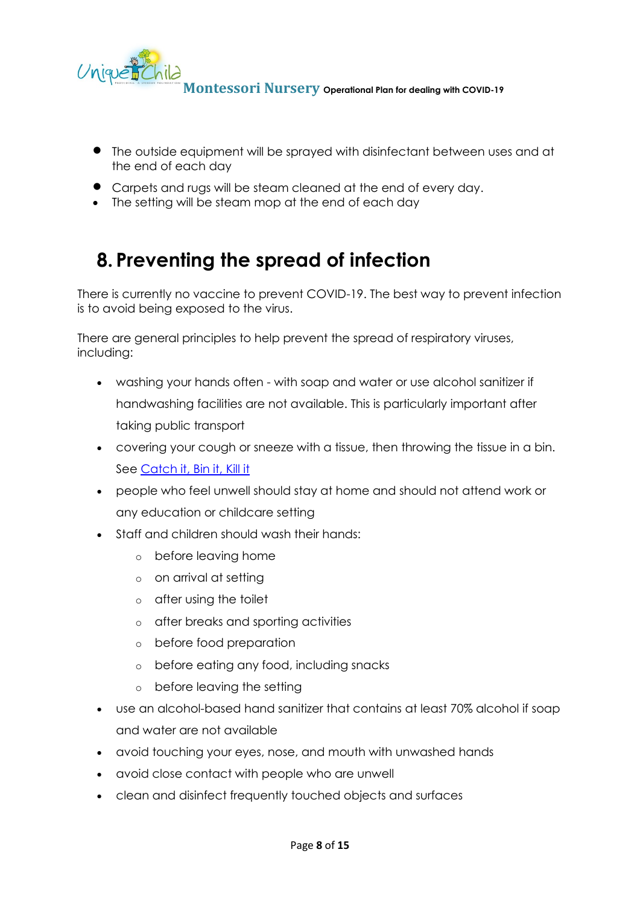- The outside equipment will be sprayed with disinfectant between uses and at the end of each day
- Carpets and rugs will be steam cleaned at the end of every day.
- The setting will be steam mop at the end of each day

## 8. Preventing the spread of infection

There is currently no vaccine to prevent COVID-19. The best way to prevent infection is to avoid being exposed to the virus.

There are general principles to help prevent the spread of respiratory viruses, including:

- washing your hands often - with soap and water or use alcohol sanitizer if handwashing facilities are not available. This is particularly important after taking public transport
- covering your cough or sneeze with a tissue, then throwing the tissue in a bin. See Catch it, Bin it, Kill it
- people who feel unwell should stay at home and should not attend work or any education or childcare setting
- Staff and children should wash their hands:
  - before leaving home
  - on arrival at setting
  - after using the toilet
  - after breaks and sporting activities
  - before food preparation
  - before eating any food, including snacks
  - before leaving the setting
- use an alcohol-based hand sanitizer that contains at least 70% alcohol if soap and water are not available
- avoid touching your eyes, nose, and mouth with unwashed hands
- avoid close contact with people who are unwell
- clean and disinfect frequently touched objects and surfaces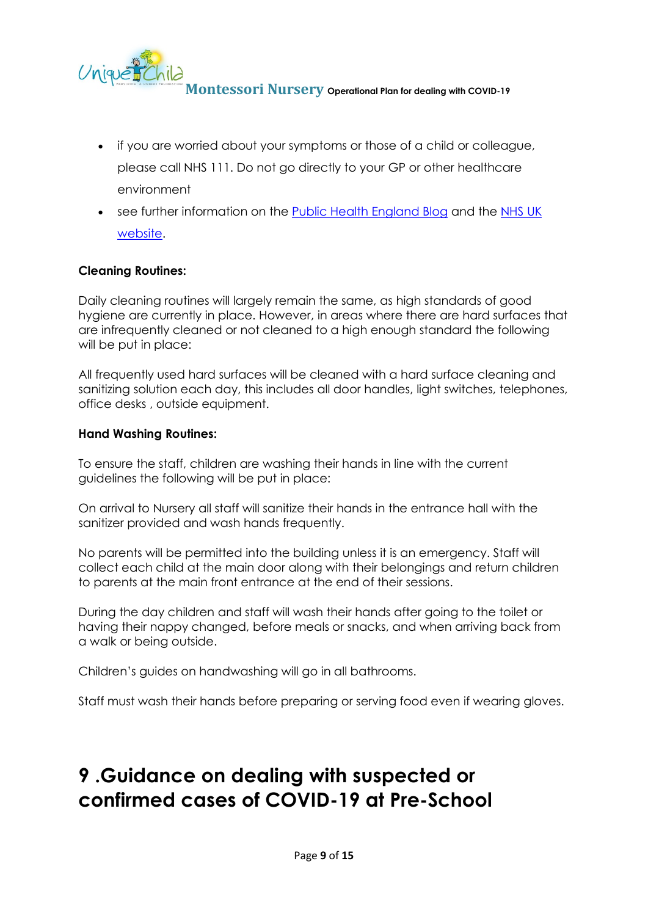- if you are worried about your symptoms or those of a child or colleague, please call NHS 111. Do not go directly to your GP or other healthcare environment
- see further information on the Public Health England Blog and the NHS UK website.

**Cleaning Routines:**

Daily cleaning routines will largely remain the same, as high standards of good hygiene are currently in place. However, in areas where there are hard surfaces that are infrequently cleaned or not cleaned to a high enough standard the following will be put in place:

All frequently used hard surfaces will be cleaned with a hard surface cleaning and sanitizing solution each day, this includes all door handles, light switches, telephones, office desks , outside equipment.

**Hand Washing Routines:**

To ensure the staff, children are washing their hands in line with the current guidelines the following will be put in place:

On arrival to Nursery all staff will sanitize their hands in the entrance hall with the sanitizer provided and wash hands frequently.

No parents will be permitted into the building unless it is an emergency. Staff will collect each child at the main door along with their belongings and return children to parents at the main front entrance at the end of their sessions.

During the day children and staff will wash their hands after going to the toilet or having their nappy changed, before meals or snacks, and when arriving back from a walk or being outside.

Children's guides on handwashing will go in all bathrooms.

Staff must wash their hands before preparing or serving food even if wearing gloves.

# 9 .Guidance on dealing with suspected or confirmed cases of COVID-19 at Pre-School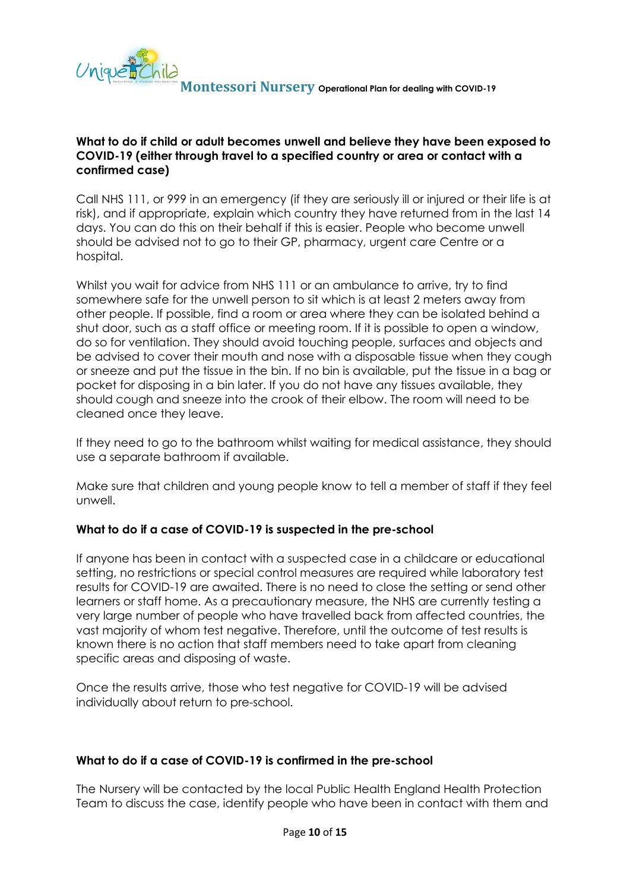### What to do if child or adult becomes unwell and believe they have been exposed to COVID-19 (either through travel to a specified country or area or contact with a confirmed case)

Call NHS 111, or 999 in an emergency (if they are seriously ill or injured or their life is at risk), and if appropriate, explain which country they have returned from in the last 14 days. You can do this on their behalf if this is easier. People who become unwell should be advised not to go to their GP, pharmacy, urgent care Centre or a hospital.

Whilst you wait for advice from NHS 111 or an ambulance to arrive, try to find somewhere safe for the unwell person to sit which is at least 2 meters away from other people. If possible, find a room or area where they can be isolated behind a shut door, such as a staff office or meeting room. If it is possible to open a window, do so for ventilation. They should avoid touching people, surfaces and objects and be advised to cover their mouth and nose with a disposable tissue when they cough or sneeze and put the tissue in the bin. If no bin is available, put the tissue in a bag or pocket for disposing in a bin later. If you do not have any tissues available, they should cough and sneeze into the crook of their elbow. The room will need to be cleaned once they leave.

If they need to go to the bathroom whilst waiting for medical assistance, they should use a separate bathroom if available.

Make sure that children and young people know to tell a member of staff if they feel unwell.

### What to do if a case of COVID-19 is suspected in the pre-school

If anyone has been in contact with a suspected case in a childcare or educational setting, no restrictions or special control measures are required while laboratory test results for COVID-19 are awaited. There is no need to close the setting or send other learners or staff home. As a precautionary measure, the NHS are currently testing a very large number of people who have travelled back from affected countries, the vast majority of whom test negative. Therefore, until the outcome of test results is known there is no action that staff members need to take apart from cleaning specific areas and disposing of waste.

Once the results arrive, those who test negative for COVID-19 will be advised individually about return to pre-school.

### What to do if a case of COVID-19 is confirmed in the pre-school

The Nursery will be contacted by the local Public Health England Health Protection Team to discuss the case, identify people who have been in contact with them and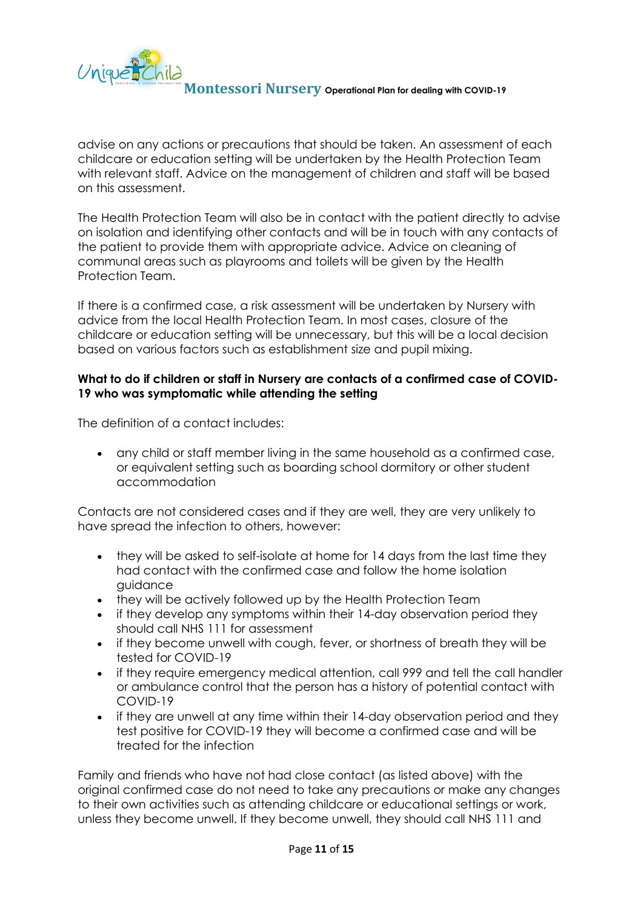advise on any actions or precautions that should be taken. An assessment of each childcare or education setting will be undertaken by the Health Protection Team with relevant staff. Advice on the management of children and staff will be based on this assessment.

The Health Protection Team will also be in contact with the patient directly to advise on isolation and identifying other contacts and will be in touch with any contacts of the patient to provide them with appropriate advice. Advice on cleaning of communal areas such as playrooms and toilets will be given by the Health Protection Team.

If there is a confirmed case, a risk assessment will be undertaken by Nursery with advice from the local Health Protection Team. In most cases, closure of the childcare or education setting will be unnecessary, but this will be a local decision based on various factors such as establishment size and pupil mixing.

**What to do if children or staff in Nursery are contacts of a confirmed case of COVID-19 who was symptomatic while attending the setting**

The definition of a contact includes:

- any child or staff member living in the same household as a confirmed case, or equivalent setting such as boarding school dormitory or other student accommodation

Contacts are not considered cases and if they are well, they are very unlikely to have spread the infection to others, however:

- they will be asked to self-isolate at home for 14 days from the last time they had contact with the confirmed case and follow the home isolation guidance
- they will be actively followed up by the Health Protection Team
- if they develop any symptoms within their 14-day observation period they should call NHS 111 for assessment
- if they become unwell with cough, fever, or shortness of breath they will be tested for COVID-19
- if they require emergency medical attention, call 999 and tell the call handler or ambulance control that the person has a history of potential contact with COVID-19
- if they are unwell at any time within their 14-day observation period and they test positive for COVID-19 they will become a confirmed case and will be treated for the infection

Family and friends who have not had close contact (as listed above) with the original confirmed case do not need to take any precautions or make any changes to their own activities such as attending childcare or educational settings or work, unless they become unwell. If they become unwell, they should call NHS 111 and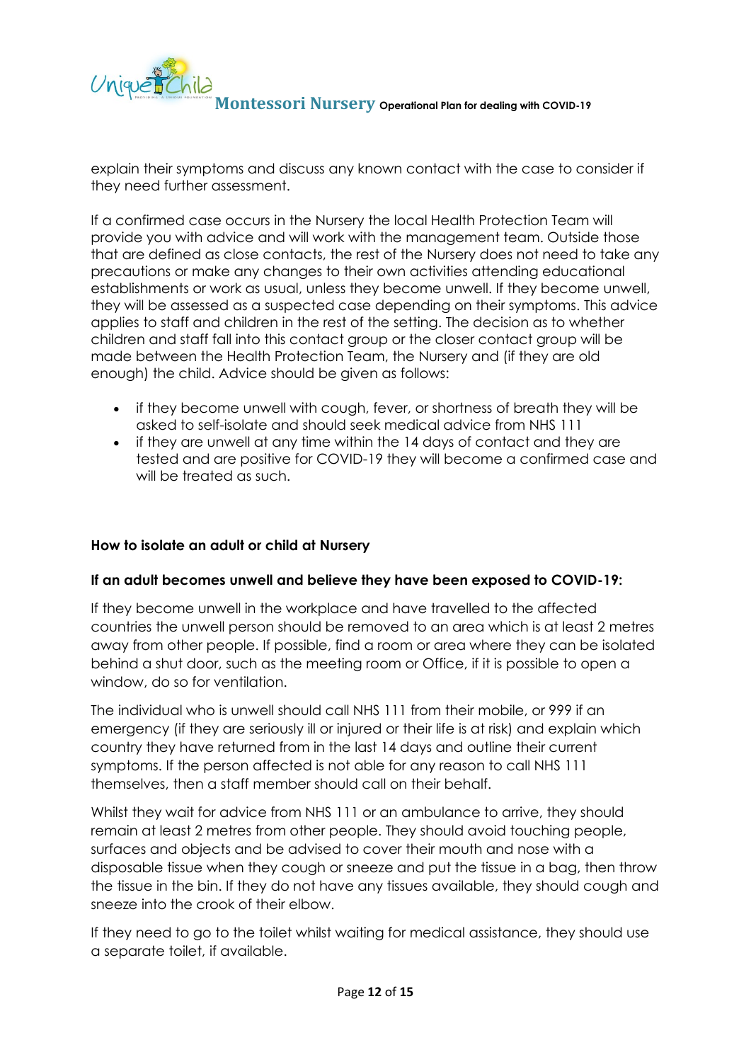explain their symptoms and discuss any known contact with the case to consider if they need further assessment.

If a confirmed case occurs in the Nursery the local Health Protection Team will provide you with advice and will work with the management team. Outside those that are defined as close contacts, the rest of the Nursery does not need to take any precautions or make any changes to their own activities attending educational establishments or work as usual, unless they become unwell. If they become unwell, they will be assessed as a suspected case depending on their symptoms. This advice applies to staff and children in the rest of the setting. The decision as to whether children and staff fall into this contact group or the closer contact group will be made between the Health Protection Team, the Nursery and (if they are old enough) the child. Advice should be given as follows:

- if they become unwell with cough, fever, or shortness of breath they will be asked to self-isolate and should seek medical advice from NHS 111
- if they are unwell at any time within the 14 days of contact and they are tested and are positive for COVID-19 they will become a confirmed case and will be treated as such.

**How to isolate an adult or child at Nursery**

**If an adult becomes unwell and believe they have been exposed to COVID-19:**

If they become unwell in the workplace and have travelled to the affected countries the unwell person should be removed to an area which is at least 2 metres away from other people. If possible, find a room or area where they can be isolated behind a shut door, such as the meeting room or Office, if it is possible to open a window, do so for ventilation.

The individual who is unwell should call NHS 111 from their mobile, or 999 if an emergency (if they are seriously ill or injured or their life is at risk) and explain which country they have returned from in the last 14 days and outline their current symptoms. If the person affected is not able for any reason to call NHS 111 themselves, then a staff member should call on their behalf.

Whilst they wait for advice from NHS 111 or an ambulance to arrive, they should remain at least 2 metres from other people. They should avoid touching people, surfaces and objects and be advised to cover their mouth and nose with a disposable tissue when they cough or sneeze and put the tissue in a bag, then throw the tissue in the bin. If they do not have any tissues available, they should cough and sneeze into the crook of their elbow.

If they need to go to the toilet whilst waiting for medical assistance, they should use a separate toilet, if available.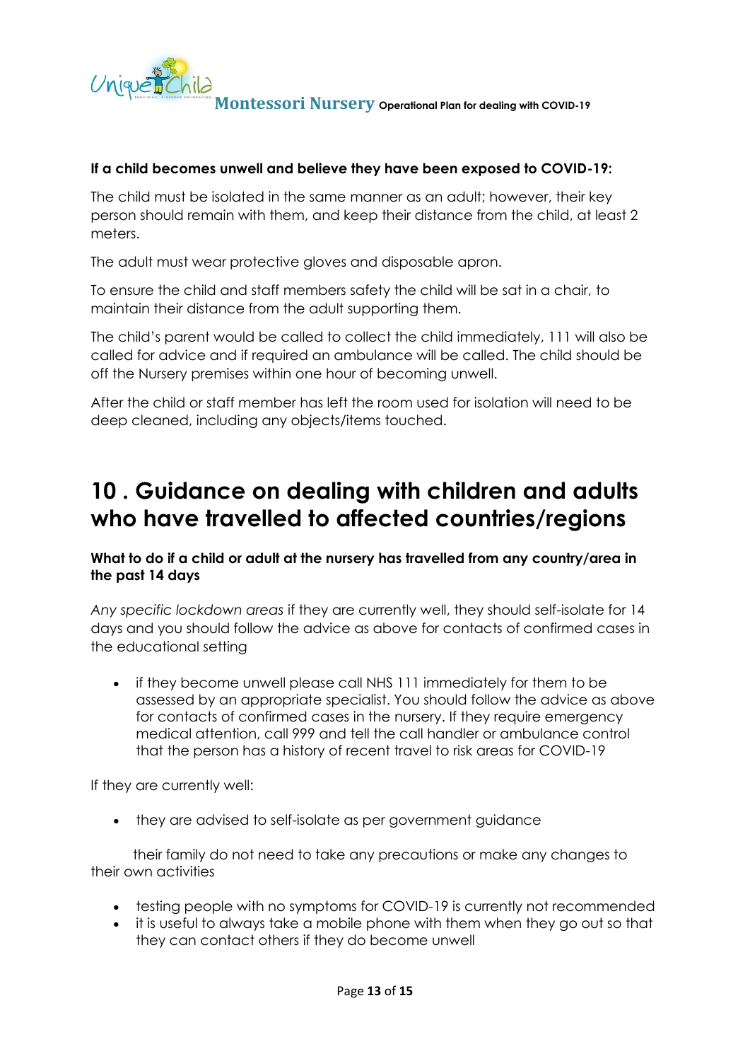**If a child becomes unwell and believe they have been exposed to COVID-19:**

The child must be isolated in the same manner as an adult; however, their key person should remain with them, and keep their distance from the child, at least 2 meters.

The adult must wear protective gloves and disposable apron.

To ensure the child and staff members safety the child will be sat in a chair, to maintain their distance from the adult supporting them.

The child's parent would be called to collect the child immediately, 111 will also be called for advice and if required an ambulance will be called. The child should be off the Nursery premises within one hour of becoming unwell.

After the child or staff member has left the room used for isolation will need to be deep cleaned, including any objects/items touched.

# 10 . Guidance on dealing with children and adults who have travelled to affected countries/regions

**What to do if a child or adult at the nursery has travelled from any country/area in the past 14 days**

*Any specific lockdown areas* if they are currently well, they should self-isolate for 14 days and you should follow the advice as above for contacts of confirmed cases in the educational setting

- if they become unwell please call NHS 111 immediately for them to be assessed by an appropriate specialist. You should follow the advice as above for contacts of confirmed cases in the nursery. If they require emergency medical attention, call 999 and tell the call handler or ambulance control that the person has a history of recent travel to risk areas for COVID-19

If they are currently well:

- they are advised to self-isolate as per government guidance

their family do not need to take any precautions or make any changes to their own activities

- testing people with no symptoms for COVID-19 is currently not recommended
- it is useful to always take a mobile phone with them when they go out so that they can contact others if they do become unwell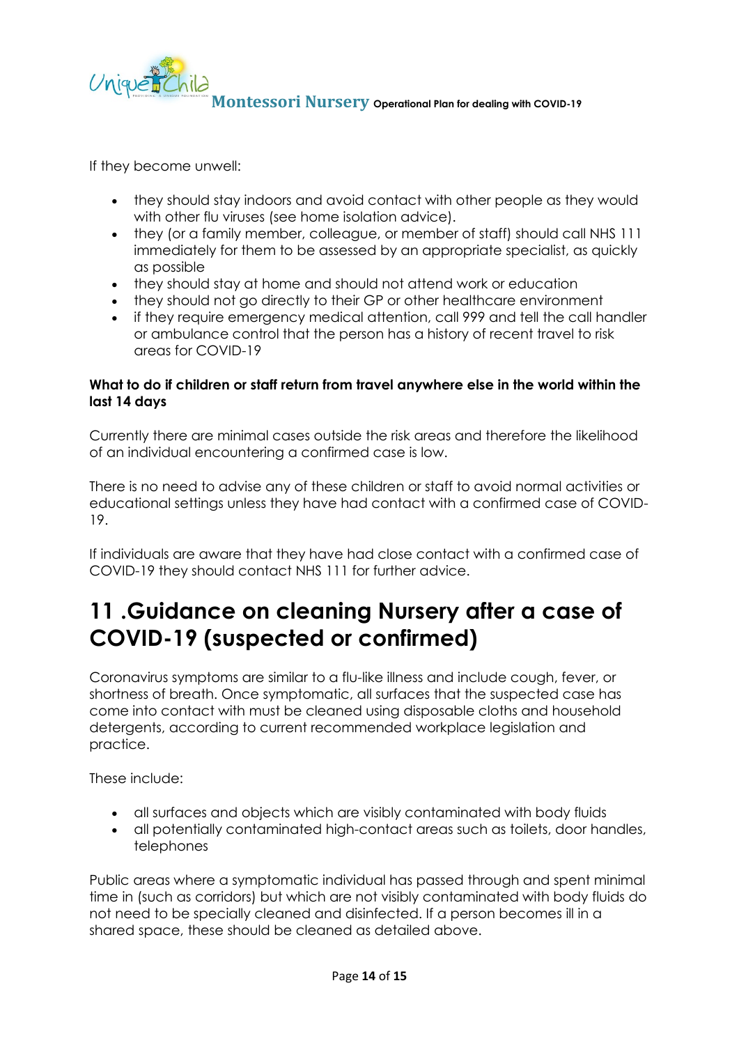If they become unwell:

- they should stay indoors and avoid contact with other people as they would with other flu viruses (see home isolation advice).
- they (or a family member, colleague, or member of staff) should call NHS 111 immediately for them to be assessed by an appropriate specialist, as quickly as possible
- they should stay at home and should not attend work or education
- they should not go directly to their GP or other healthcare environment
- if they require emergency medical attention, call 999 and tell the call handler or ambulance control that the person has a history of recent travel to risk areas for COVID-19

**What to do if children or staff return from travel anywhere else in the world within the last 14 days**

Currently there are minimal cases outside the risk areas and therefore the likelihood of an individual encountering a confirmed case is low.

There is no need to advise any of these children or staff to avoid normal activities or educational settings unless they have had contact with a confirmed case of COVID-19.

If individuals are aware that they have had close contact with a confirmed case of COVID-19 they should contact NHS 111 for further advice.

# 11 .Guidance on cleaning Nursery after a case of COVID-19 (suspected or confirmed)

Coronavirus symptoms are similar to a flu-like illness and include cough, fever, or shortness of breath. Once symptomatic, all surfaces that the suspected case has come into contact with must be cleaned using disposable cloths and household detergents, according to current recommended workplace legislation and practice.

These include:

- all surfaces and objects which are visibly contaminated with body fluids
- all potentially contaminated high-contact areas such as toilets, door handles, telephones

Public areas where a symptomatic individual has passed through and spent minimal time in (such as corridors) but which are not visibly contaminated with body fluids do not need to be specially cleaned and disinfected. If a person becomes ill in a shared space, these should be cleaned as detailed above.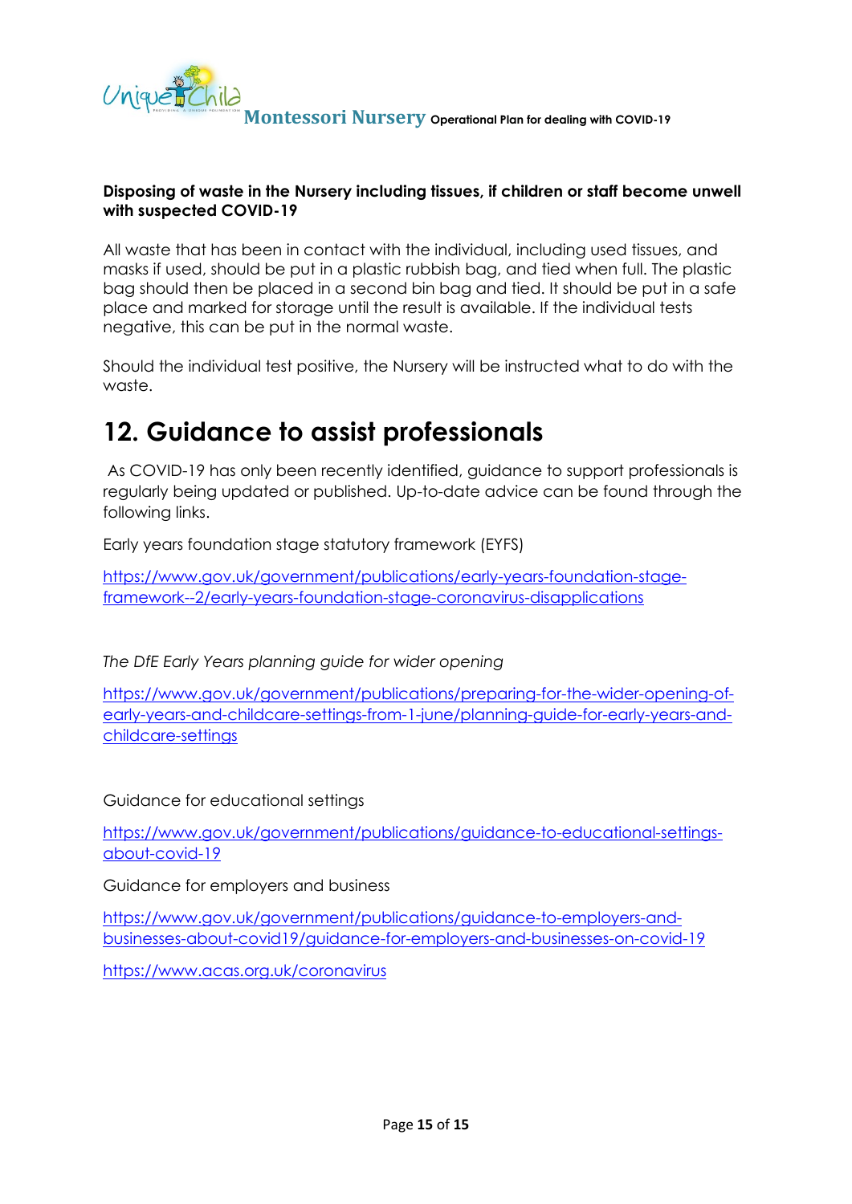**Disposing of waste in the Nursery including tissues, if children or staff become unwell with suspected COVID-19**

All waste that has been in contact with the individual, including used tissues, and masks if used, should be put in a plastic rubbish bag, and tied when full. The plastic bag should then be placed in a second bin bag and tied. It should be put in a safe place and marked for storage until the result is available. If the individual tests negative, this can be put in the normal waste.

Should the individual test positive, the Nursery will be instructed what to do with the waste.

# 12. Guidance to assist professionals

As COVID-19 has only been recently identified, guidance to support professionals is regularly being updated or published. Up-to-date advice can be found through the following links.

Early years foundation stage statutory framework (EYFS)

https://www.gov.uk/government/publications/early-years-foundation-stage-framework--2/early-years-foundation-stage-coronavirus-disapplications

*The DfE Early Years planning guide for wider opening*

https://www.gov.uk/government/publications/preparing-for-the-wider-opening-of-early-years-and-childcare-settings-from-1-june/planning-guide-for-early-years-and-childcare-settings

Guidance for educational settings

https://www.gov.uk/government/publications/guidance-to-educational-settings-about-covid-19

Guidance for employers and business

https://www.gov.uk/government/publications/guidance-to-employers-and-businesses-about-covid19/guidance-for-employers-and-businesses-on-covid-19

https://www.acas.org.uk/coronavirus